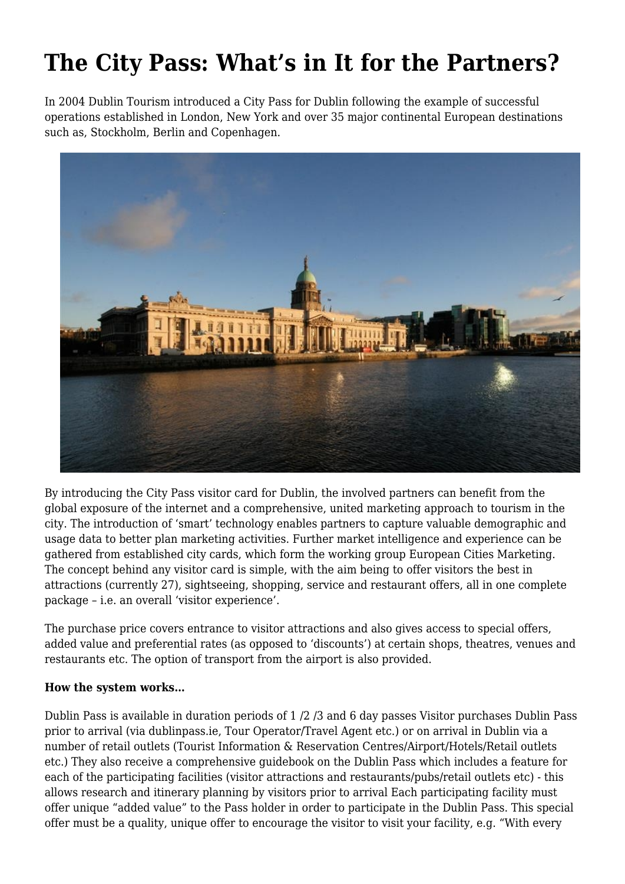# The City Pass: What's in It for the Partners?

In 2004 Dublin Tourism introduced a City Pass for Dublin following the example of successful operations established in London, New York and over 35 major continental European destinations such as, Stockholm, Berlin and Copenhagen.

By introducing the City Pass visitor card for Dublin, the involved partners can benefit from the global exposure of the internet and a comprehensive, united marketing approach to tourism in the city. The introduction of 'smart' technology enables partners to capture valuable demographic and usage data to better plan marketing activities. Further market intelligence and experience can be gathered from established city cards, which form the working group European Cities Marketing. The concept behind any visitor card is simple, with the aim being to offer visitors the best in attractions (currently 27), sightseeing, shopping, service and restaurant offers, all in one complete package – i.e. an overall 'visitor experience'.

The purchase price covers entrance to visitor attractions and also gives access to special offers, added value and preferential rates (as opposed to 'discounts') at certain shops, theatres, venues and restaurants etc. The option of transport from the airport is also provided.

**How the system works…**

Dublin Pass is available in duration periods of 1 /2 /3 and 6 day passes Visitor purchases Dublin Pass prior to arrival (via dublinpass.ie, Tour Operator/Travel Agent etc.) or on arrival in Dublin via a number of retail outlets (Tourist Information & Reservation Centres/Airport/Hotels/Retail outlets etc.) They also receive a comprehensive guidebook on the Dublin Pass which includes a feature for each of the participating facilities (visitor attractions and restaurants/pubs/retail outlets etc) - this allows research and itinerary planning by visitors prior to arrival Each participating facility must offer unique "added value" to the Pass holder in order to participate in the Dublin Pass. This special offer must be a quality, unique offer to encourage the visitor to visit your facility, e.g. "With every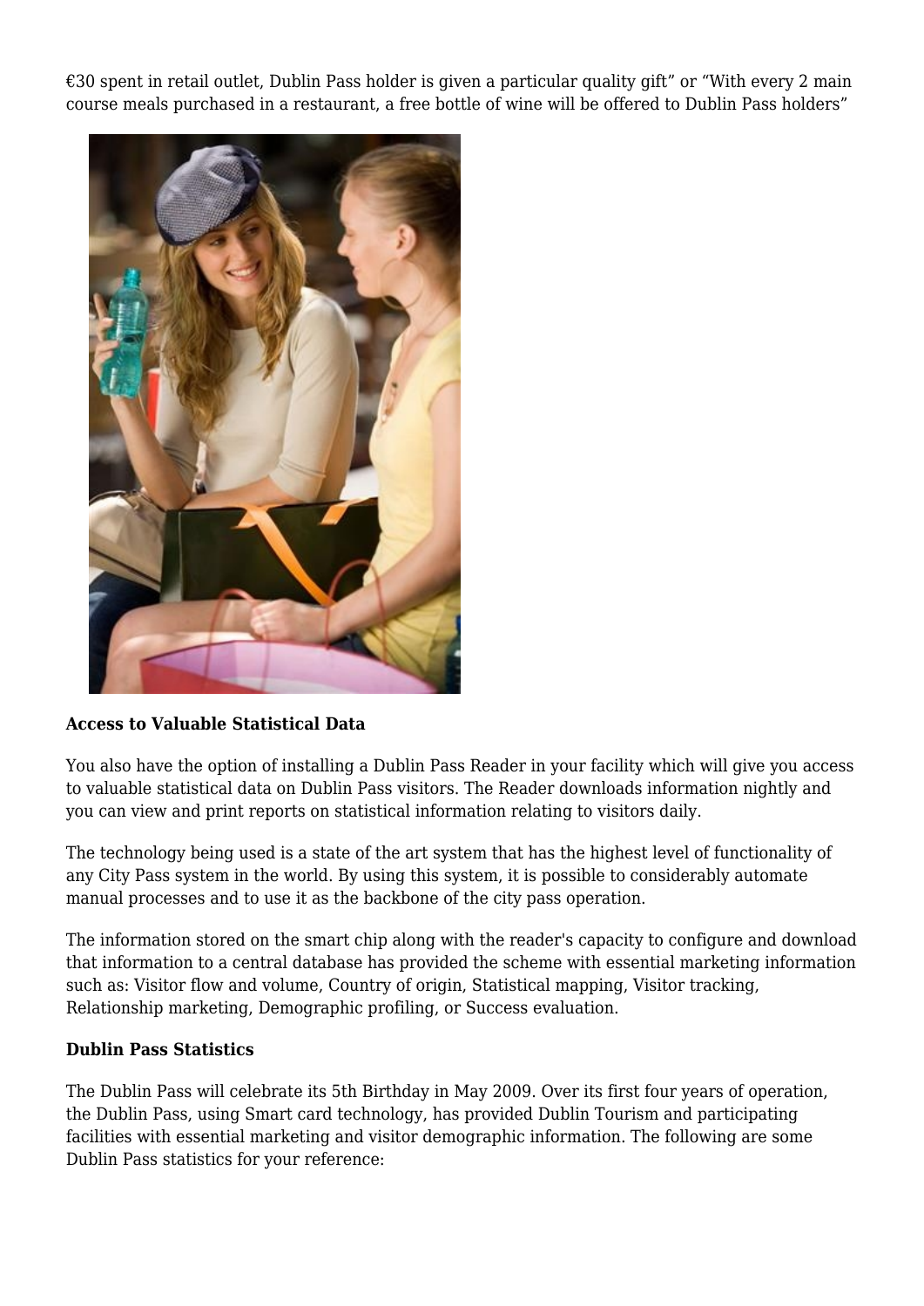€30 spent in retail outlet, Dublin Pass holder is given a particular quality gift" or "With every 2 main course meals purchased in a restaurant, a free bottle of wine will be offered to Dublin Pass holders"

**Access to Valuable Statistical Data**

You also have the option of installing a Dublin Pass Reader in your facility which will give you access to valuable statistical data on Dublin Pass visitors. The Reader downloads information nightly and you can view and print reports on statistical information relating to visitors daily.

The technology being used is a state of the art system that has the highest level of functionality of any City Pass system in the world. By using this system, it is possible to considerably automate manual processes and to use it as the backbone of the city pass operation.

The information stored on the smart chip along with the reader's capacity to configure and download that information to a central database has provided the scheme with essential marketing information such as: Visitor flow and volume, Country of origin, Statistical mapping, Visitor tracking, Relationship marketing, Demographic profiling, or Success evaluation.

**Dublin Pass Statistics**

The Dublin Pass will celebrate its 5th Birthday in May 2009. Over its first four years of operation, the Dublin Pass, using Smart card technology, has provided Dublin Tourism and participating facilities with essential marketing and visitor demographic information. The following are some Dublin Pass statistics for your reference: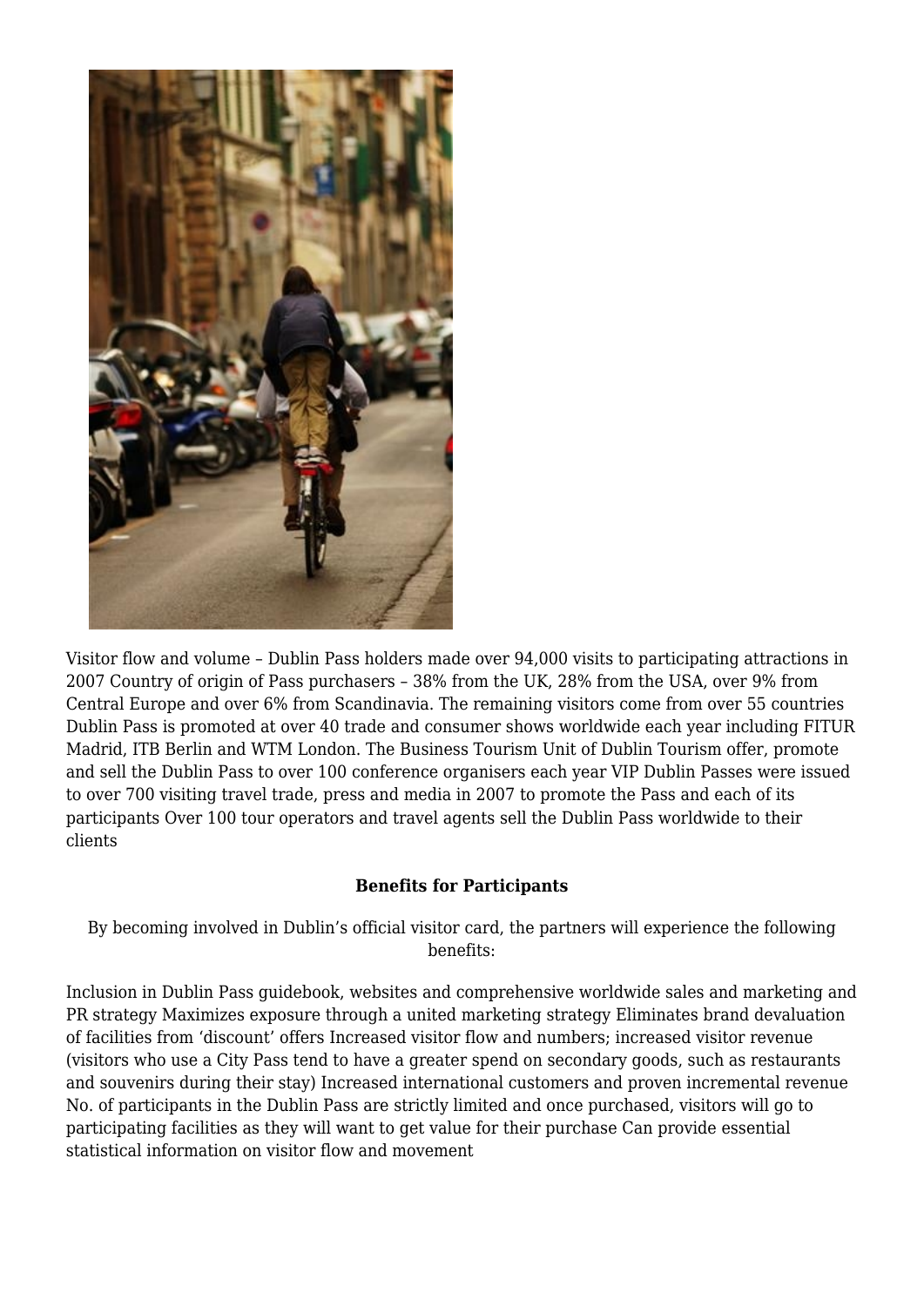Visitor flow and volume – Dublin Pass holders made over 94,000 visits to participating attractions in 2007 Country of origin of Pass purchasers – 38% from the UK, 28% from the USA, over 9% from Central Europe and over 6% from Scandinavia. The remaining visitors come from over 55 countries Dublin Pass is promoted at over 40 trade and consumer shows worldwide each year including FITUR Madrid, ITB Berlin and WTM London. The Business Tourism Unit of Dublin Tourism offer, promote and sell the Dublin Pass to over 100 conference organisers each year VIP Dublin Passes were issued to over 700 visiting travel trade, press and media in 2007 to promote the Pass and each of its participants Over 100 tour operators and travel agents sell the Dublin Pass worldwide to their clients

**Benefits for Participants**

By becoming involved in Dublin's official visitor card, the partners will experience the following benefits:

Inclusion in Dublin Pass guidebook, websites and comprehensive worldwide sales and marketing and PR strategy Maximizes exposure through a united marketing strategy Eliminates brand devaluation of facilities from 'discount' offers Increased visitor flow and numbers; increased visitor revenue (visitors who use a City Pass tend to have a greater spend on secondary goods, such as restaurants and souvenirs during their stay) Increased international customers and proven incremental revenue No. of participants in the Dublin Pass are strictly limited and once purchased, visitors will go to participating facilities as they will want to get value for their purchase Can provide essential statistical information on visitor flow and movement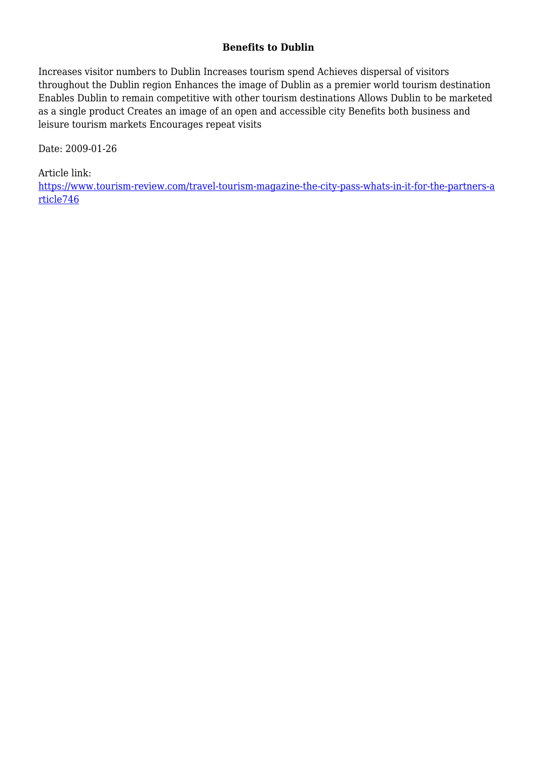### Benefits to Dublin

Increases visitor numbers to Dublin Increases tourism spend Achieves dispersal of visitors throughout the Dublin region Enhances the image of Dublin as a premier world tourism destination Enables Dublin to remain competitive with other tourism destinations Allows Dublin to be marketed as a single product Creates an image of an open and accessible city Benefits both business and leisure tourism markets Encourages repeat visits

Date: 2009-01-26

Article link:
https://www.tourism-review.com/travel-tourism-magazine-the-city-pass-whats-in-it-for-the-partners-article746